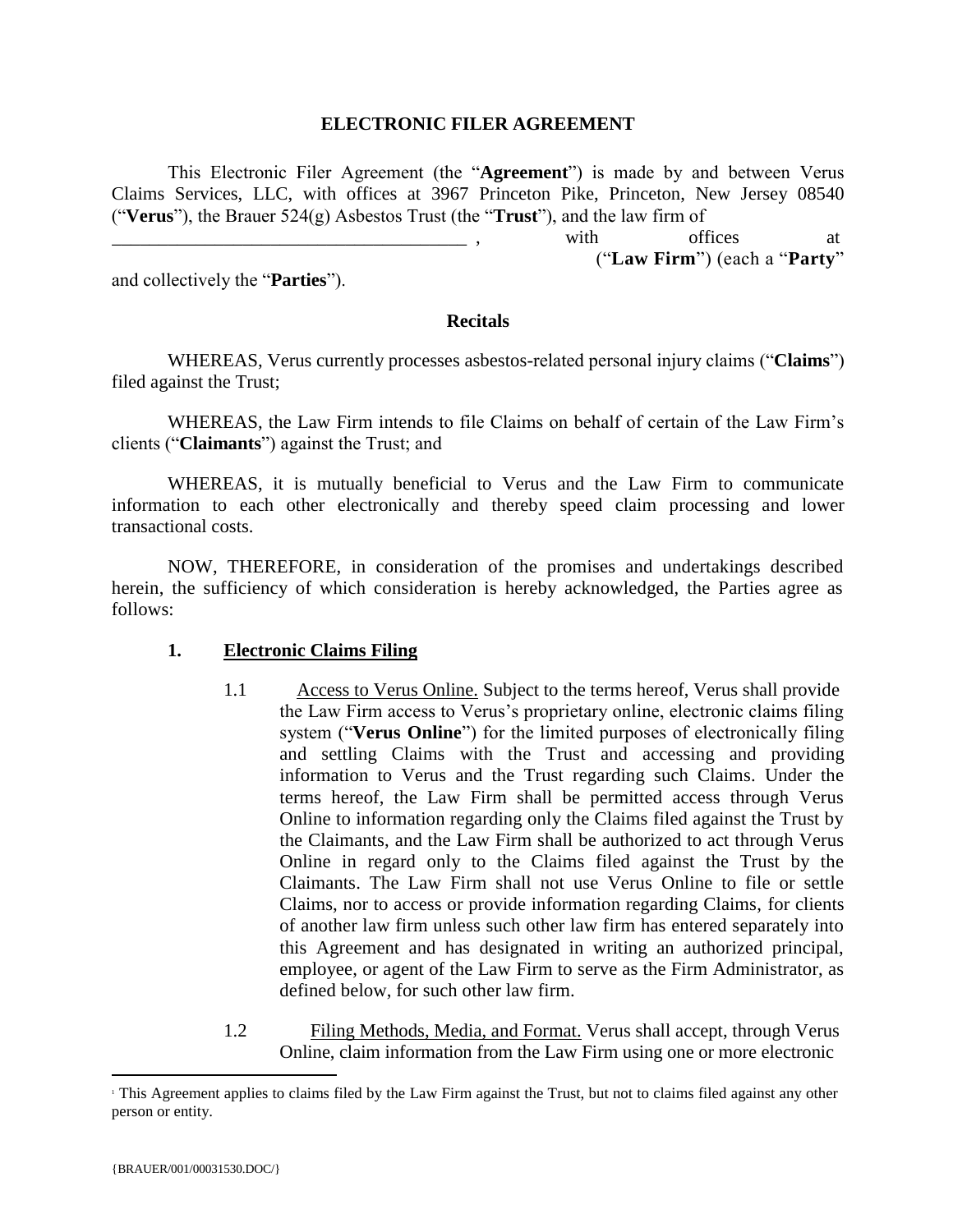# ELECTRONIC FILER AGREEMENT

This Electronic Filer Agreement (the "**Agreement**") is made by and between Verus Claims Services, LLC, with offices at 3967 Princeton Pike, Princeton, New Jersey 08540 ("**Verus**"), the Brauer 524(g) Asbestos Trust (the "**Trust**"), and the law firm of \_\_\_\_\_\_\_\_\_\_\_\_\_\_\_\_\_\_\_\_\_\_\_\_\_\_\_\_\_\_\_\_\_\_\_\_\_\_\_\_ , with offices at ("**Law Firm**") (each a "**Party**" and collectively the "**Parties**").

## Recitals

WHEREAS, Verus currently processes asbestos-related personal injury claims ("**Claims**") filed against the Trust;

WHEREAS, the Law Firm intends to file Claims on behalf of certain of the Law Firm's clients ("**Claimants**") against the Trust; and

WHEREAS, it is mutually beneficial to Verus and the Law Firm to communicate information to each other electronically and thereby speed claim processing and lower transactional costs.

NOW, THEREFORE, in consideration of the promises and undertakings described herein, the sufficiency of which consideration is hereby acknowledged, the Parties agree as follows:

### 1. Electronic Claims Filing

1.1 Access to Verus Online. Subject to the terms hereof, Verus shall provide the Law Firm access to Verus's proprietary online, electronic claims filing system ("**Verus Online**") for the limited purposes of electronically filing and settling Claims with the Trust and accessing and providing information to Verus and the Trust regarding such Claims. Under the terms hereof, the Law Firm shall be permitted access through Verus Online to information regarding only the Claims filed against the Trust by the Claimants, and the Law Firm shall be authorized to act through Verus Online in regard only to the Claims filed against the Trust by the Claimants. The Law Firm shall not use Verus Online to file or settle Claims, nor to access or provide information regarding Claims, for clients of another law firm unless such other law firm has entered separately into this Agreement and has designated in writing an authorized principal, employee, or agent of the Law Firm to serve as the Firm Administrator, as defined below, for such other law firm.

1.2 Filing Methods, Media, and Format. Verus shall accept, through Verus Online, claim information from the Law Firm using one or more electronic

[1] This Agreement applies to claims filed by the Law Firm against the Trust, but not to claims filed against any other person or entity.

{BRAUER/001/00031530.DOC/}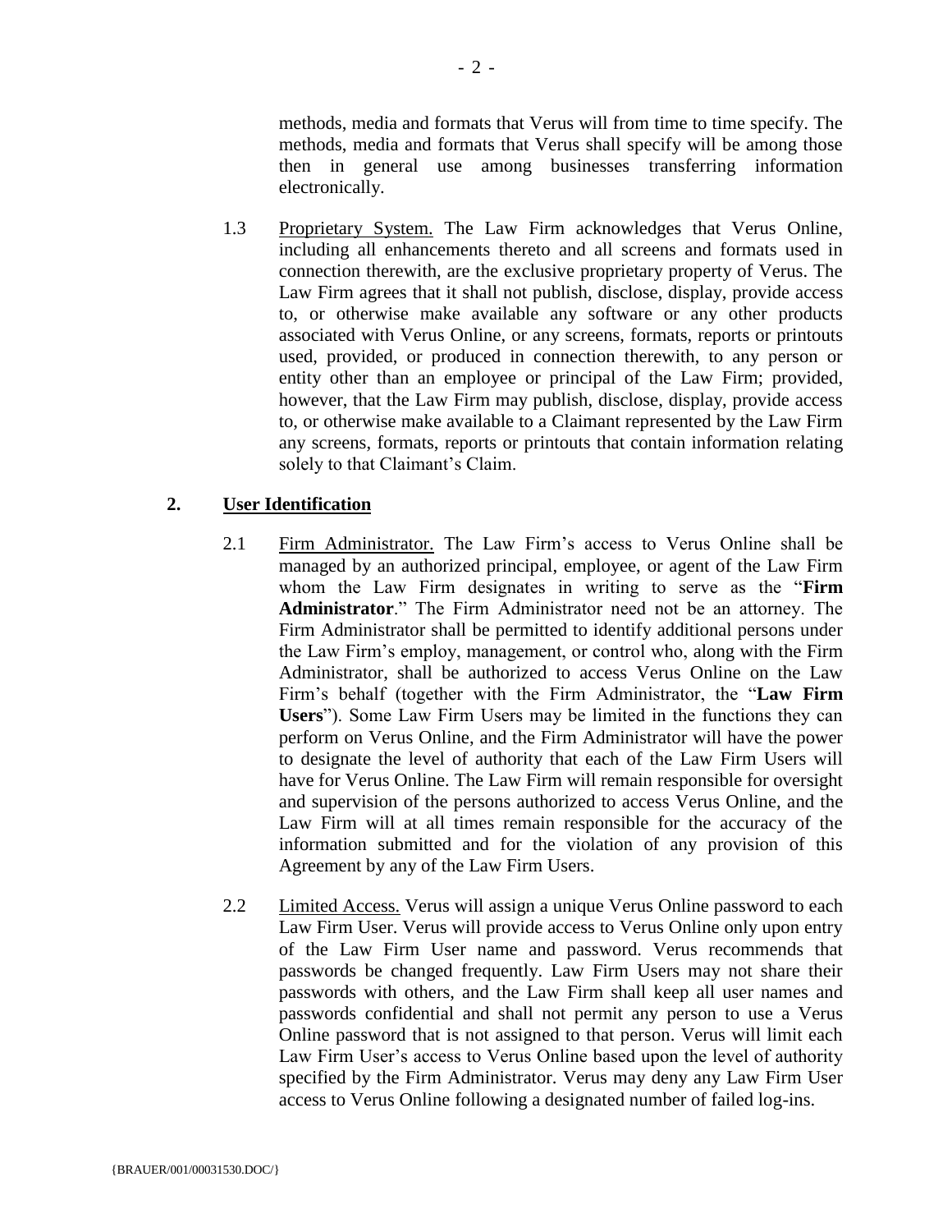methods, media and formats that Verus will from time to time specify. The methods, media and formats that Verus shall specify will be among those then in general use among businesses transferring information electronically.

1.3 Proprietary System. The Law Firm acknowledges that Verus Online, including all enhancements thereto and all screens and formats used in connection therewith, are the exclusive proprietary property of Verus. The Law Firm agrees that it shall not publish, disclose, display, provide access to, or otherwise make available any software or any other products associated with Verus Online, or any screens, formats, reports or printouts used, provided, or produced in connection therewith, to any person or entity other than an employee or principal of the Law Firm; provided, however, that the Law Firm may publish, disclose, display, provide access to, or otherwise make available to a Claimant represented by the Law Firm any screens, formats, reports or printouts that contain information relating solely to that Claimant's Claim.

## 2. User Identification

2.1 Firm Administrator. The Law Firm's access to Verus Online shall be managed by an authorized principal, employee, or agent of the Law Firm whom the Law Firm designates in writing to serve as the "**Firm Administrator**." The Firm Administrator need not be an attorney. The Firm Administrator shall be permitted to identify additional persons under the Law Firm's employ, management, or control who, along with the Firm Administrator, shall be authorized to access Verus Online on the Law Firm's behalf (together with the Firm Administrator, the "**Law Firm Users**"). Some Law Firm Users may be limited in the functions they can perform on Verus Online, and the Firm Administrator will have the power to designate the level of authority that each of the Law Firm Users will have for Verus Online. The Law Firm will remain responsible for oversight and supervision of the persons authorized to access Verus Online, and the Law Firm will at all times remain responsible for the accuracy of the information submitted and for the violation of any provision of this Agreement by any of the Law Firm Users.

2.2 Limited Access. Verus will assign a unique Verus Online password to each Law Firm User. Verus will provide access to Verus Online only upon entry of the Law Firm User name and password. Verus recommends that passwords be changed frequently. Law Firm Users may not share their passwords with others, and the Law Firm shall keep all user names and passwords confidential and shall not permit any person to use a Verus Online password that is not assigned to that person. Verus will limit each Law Firm User's access to Verus Online based upon the level of authority specified by the Firm Administrator. Verus may deny any Law Firm User access to Verus Online following a designated number of failed log-ins.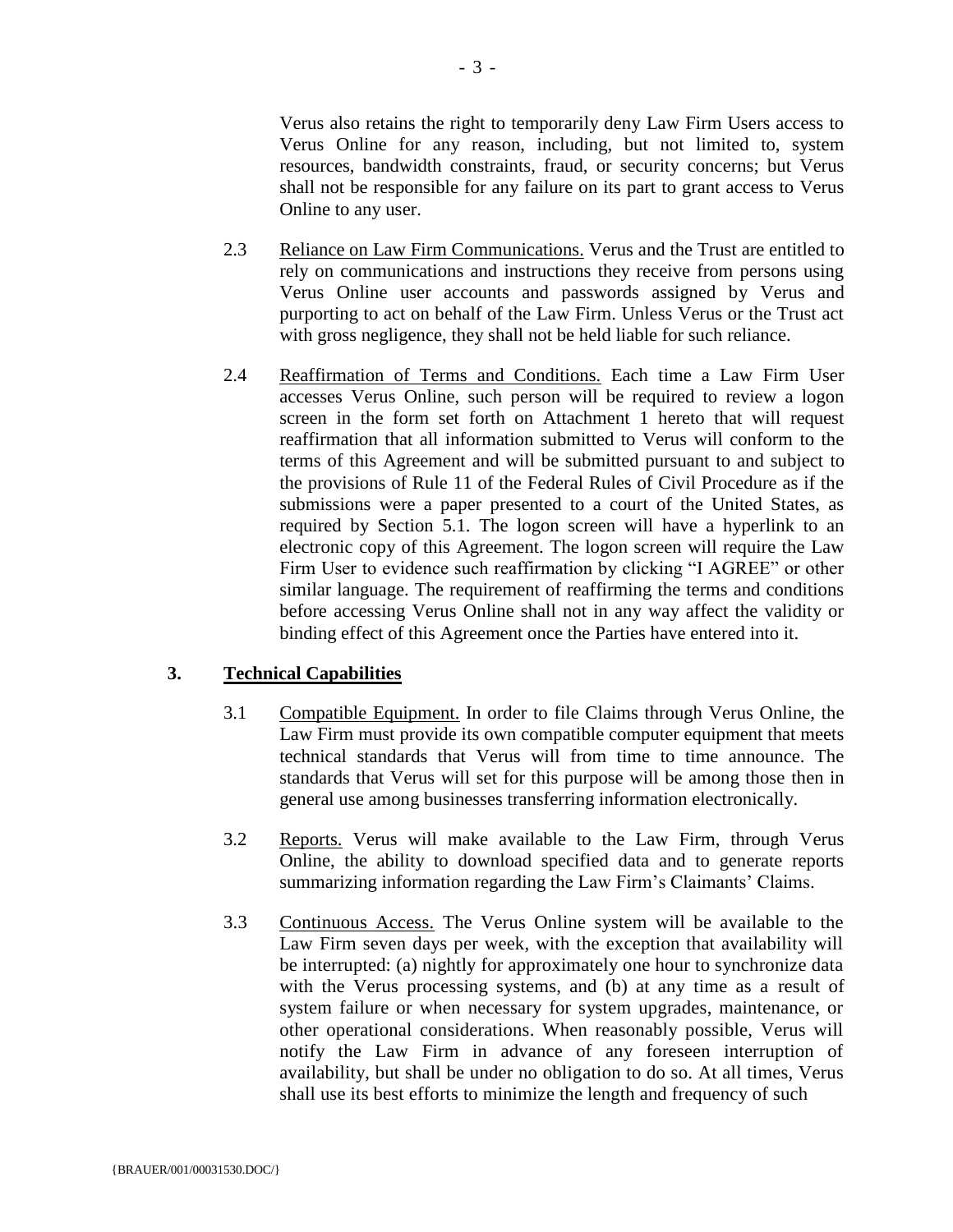Verus also retains the right to temporarily deny Law Firm Users access to Verus Online for any reason, including, but not limited to, system resources, bandwidth constraints, fraud, or security concerns; but Verus shall not be responsible for any failure on its part to grant access to Verus Online to any user.

2.3 Reliance on Law Firm Communications. Verus and the Trust are entitled to rely on communications and instructions they receive from persons using Verus Online user accounts and passwords assigned by Verus and purporting to act on behalf of the Law Firm. Unless Verus or the Trust act with gross negligence, they shall not be held liable for such reliance.

2.4 Reaffirmation of Terms and Conditions. Each time a Law Firm User accesses Verus Online, such person will be required to review a logon screen in the form set forth on Attachment 1 hereto that will request reaffirmation that all information submitted to Verus will conform to the terms of this Agreement and will be submitted pursuant to and subject to the provisions of Rule 11 of the Federal Rules of Civil Procedure as if the submissions were a paper presented to a court of the United States, as required by Section 5.1. The logon screen will have a hyperlink to an electronic copy of this Agreement. The logon screen will require the Law Firm User to evidence such reaffirmation by clicking "I AGREE" or other similar language. The requirement of reaffirming the terms and conditions before accessing Verus Online shall not in any way affect the validity or binding effect of this Agreement once the Parties have entered into it.

## 3. Technical Capabilities

3.1 Compatible Equipment. In order to file Claims through Verus Online, the Law Firm must provide its own compatible computer equipment that meets technical standards that Verus will from time to time announce. The standards that Verus will set for this purpose will be among those then in general use among businesses transferring information electronically.

3.2 Reports. Verus will make available to the Law Firm, through Verus Online, the ability to download specified data and to generate reports summarizing information regarding the Law Firm's Claimants' Claims.

3.3 Continuous Access. The Verus Online system will be available to the Law Firm seven days per week, with the exception that availability will be interrupted: (a) nightly for approximately one hour to synchronize data with the Verus processing systems, and (b) at any time as a result of system failure or when necessary for system upgrades, maintenance, or other operational considerations. When reasonably possible, Verus will notify the Law Firm in advance of any foreseen interruption of availability, but shall be under no obligation to do so. At all times, Verus shall use its best efforts to minimize the length and frequency of such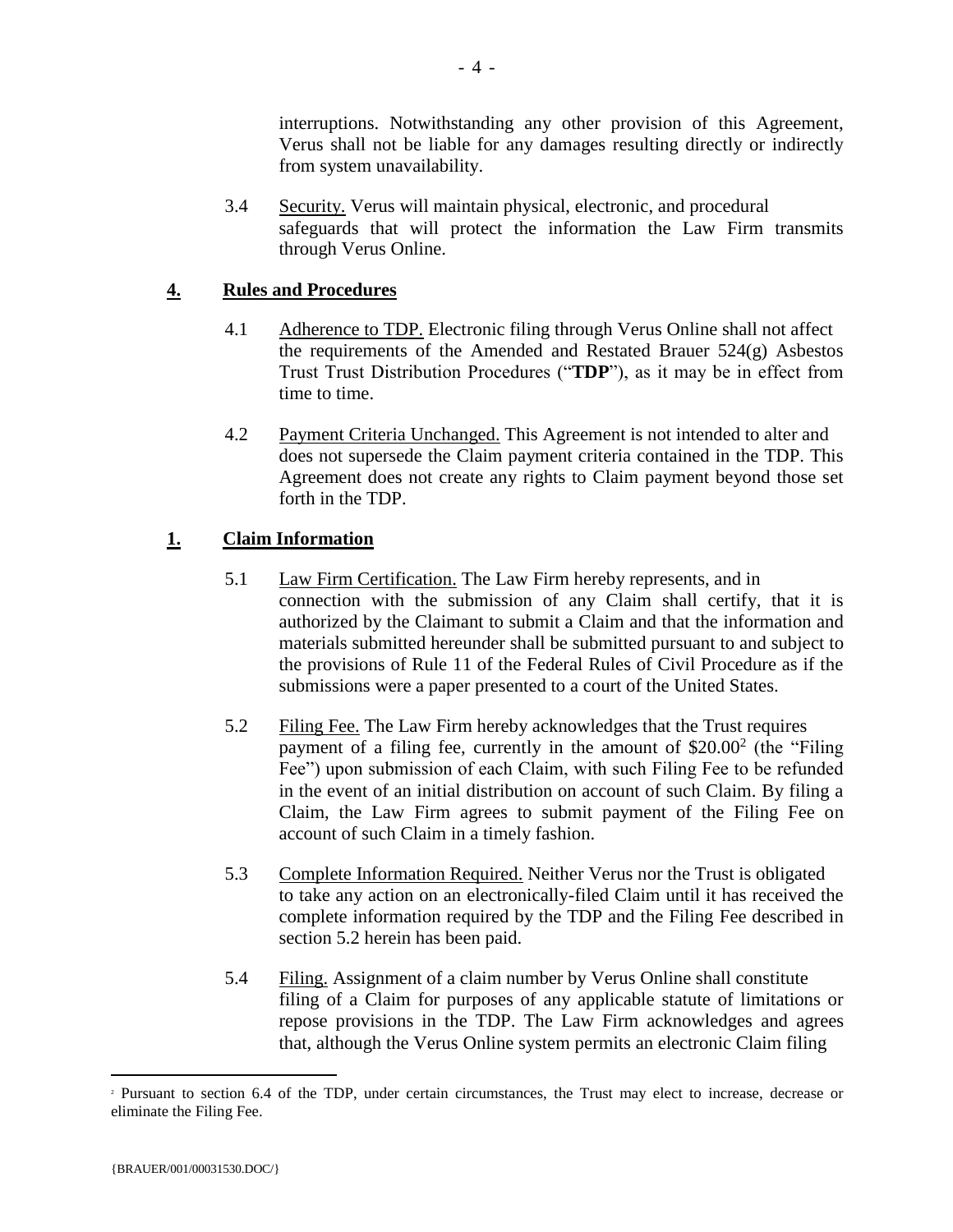interruptions. Notwithstanding any other provision of this Agreement, Verus shall not be liable for any damages resulting directly or indirectly from system unavailability.

3.4 Security. Verus will maintain physical, electronic, and procedural safeguards that will protect the information the Law Firm transmits through Verus Online.

## 4. Rules and Procedures

4.1 Adherence to TDP. Electronic filing through Verus Online shall not affect the requirements of the Amended and Restated Brauer 524(g) Asbestos Trust Trust Distribution Procedures ("**TDP**"), as it may be in effect from time to time.

4.2 Payment Criteria Unchanged. This Agreement is not intended to alter and does not supersede the Claim payment criteria contained in the TDP. This Agreement does not create any rights to Claim payment beyond those set forth in the TDP.

## 1. Claim Information

5.1 Law Firm Certification. The Law Firm hereby represents, and in connection with the submission of any Claim shall certify, that it is authorized by the Claimant to submit a Claim and that the information and materials submitted hereunder shall be submitted pursuant to and subject to the provisions of Rule 11 of the Federal Rules of Civil Procedure as if the submissions were a paper presented to a court of the United States.

5.2 Filing Fee. The Law Firm hereby acknowledges that the Trust requires payment of a filing fee, currently in the amount of $20.00[2] (the "Filing Fee") upon submission of each Claim, with such Filing Fee to be refunded in the event of an initial distribution on account of such Claim. By filing a Claim, the Law Firm agrees to submit payment of the Filing Fee on account of such Claim in a timely fashion.

5.3 Complete Information Required. Neither Verus nor the Trust is obligated to take any action on an electronically-filed Claim until it has received the complete information required by the TDP and the Filing Fee described in section 5.2 herein has been paid.

5.4 Filing. Assignment of a claim number by Verus Online shall constitute filing of a Claim for purposes of any applicable statute of limitations or repose provisions in the TDP. The Law Firm acknowledges and agrees that, although the Verus Online system permits an electronic Claim filing

---

[2] Pursuant to section 6.4 of the TDP, under certain circumstances, the Trust may elect to increase, decrease or eliminate the Filing Fee.

{BRAUER/001/00031530.DOC/}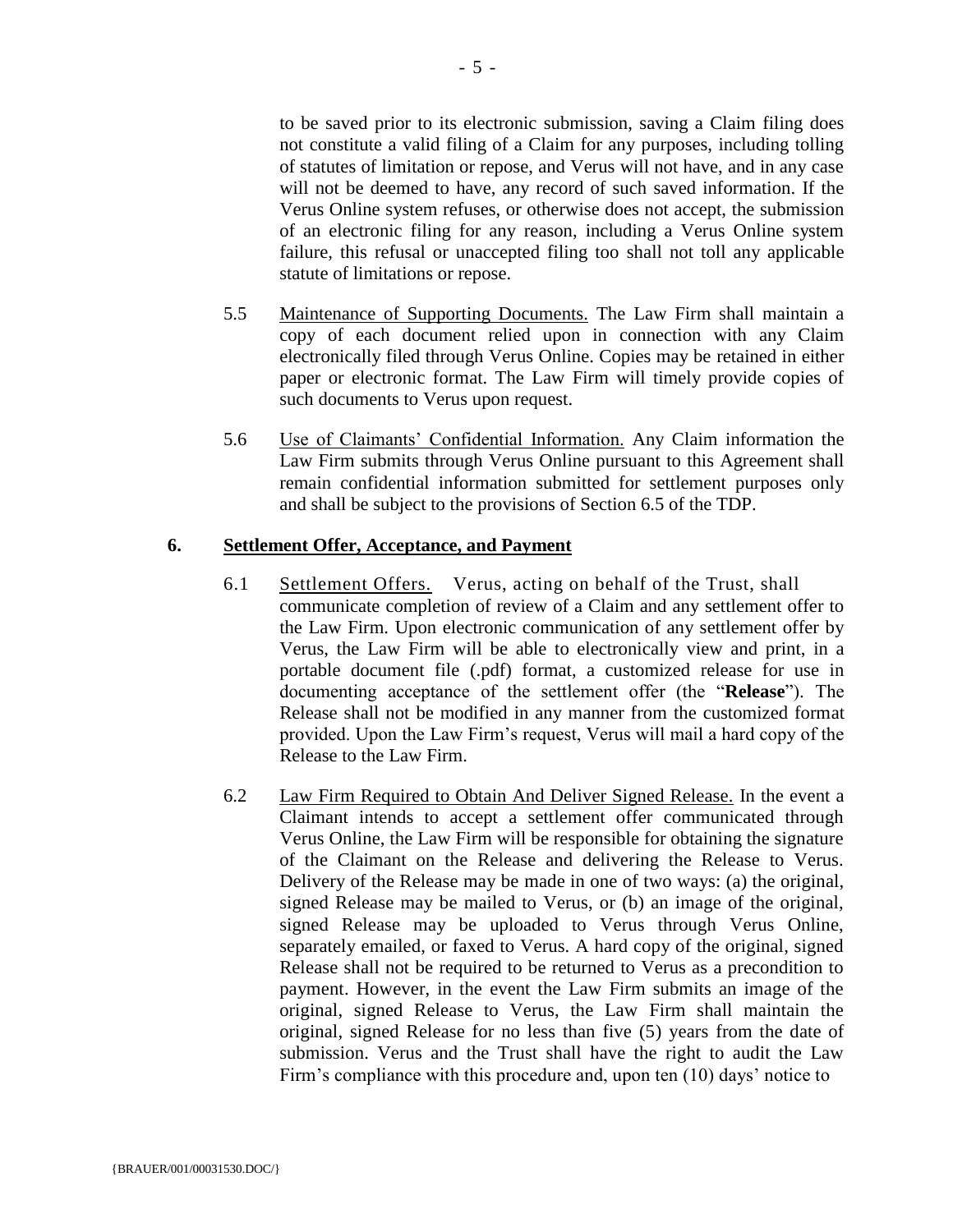to be saved prior to its electronic submission, saving a Claim filing does not constitute a valid filing of a Claim for any purposes, including tolling of statutes of limitation or repose, and Verus will not have, and in any case will not be deemed to have, any record of such saved information. If the Verus Online system refuses, or otherwise does not accept, the submission of an electronic filing for any reason, including a Verus Online system failure, this refusal or unaccepted filing too shall not toll any applicable statute of limitations or repose.

5.5 Maintenance of Supporting Documents. The Law Firm shall maintain a copy of each document relied upon in connection with any Claim electronically filed through Verus Online. Copies may be retained in either paper or electronic format. The Law Firm will timely provide copies of such documents to Verus upon request.

5.6 Use of Claimants' Confidential Information. Any Claim information the Law Firm submits through Verus Online pursuant to this Agreement shall remain confidential information submitted for settlement purposes only and shall be subject to the provisions of Section 6.5 of the TDP.

## 6. Settlement Offer, Acceptance, and Payment

6.1 Settlement Offers. Verus, acting on behalf of the Trust, shall communicate completion of review of a Claim and any settlement offer to the Law Firm. Upon electronic communication of any settlement offer by Verus, the Law Firm will be able to electronically view and print, in a portable document file (.pdf) format, a customized release for use in documenting acceptance of the settlement offer (the "**Release**"). The Release shall not be modified in any manner from the customized format provided. Upon the Law Firm's request, Verus will mail a hard copy of the Release to the Law Firm.

6.2 Law Firm Required to Obtain And Deliver Signed Release. In the event a Claimant intends to accept a settlement offer communicated through Verus Online, the Law Firm will be responsible for obtaining the signature of the Claimant on the Release and delivering the Release to Verus. Delivery of the Release may be made in one of two ways: (a) the original, signed Release may be mailed to Verus, or (b) an image of the original, signed Release may be uploaded to Verus through Verus Online, separately emailed, or faxed to Verus. A hard copy of the original, signed Release shall not be required to be returned to Verus as a precondition to payment. However, in the event the Law Firm submits an image of the original, signed Release to Verus, the Law Firm shall maintain the original, signed Release for no less than five (5) years from the date of submission. Verus and the Trust shall have the right to audit the Law Firm's compliance with this procedure and, upon ten (10) days' notice to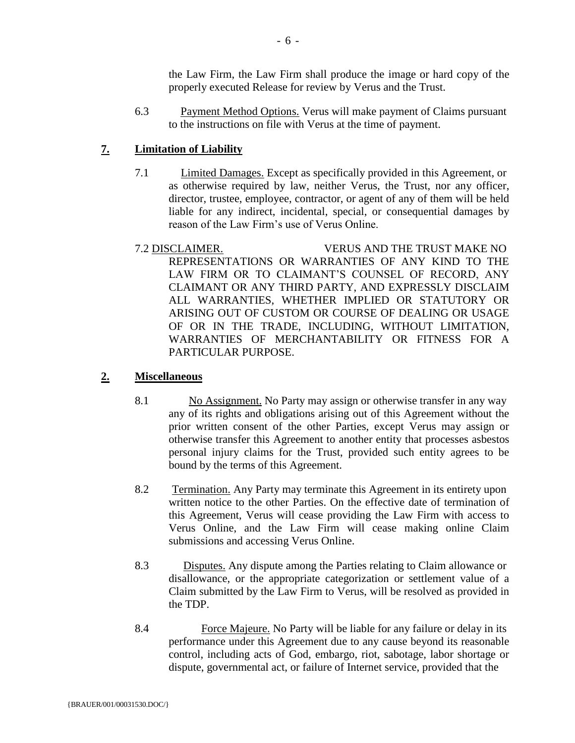the Law Firm, the Law Firm shall produce the image or hard copy of the properly executed Release for review by Verus and the Trust.

6.3 Payment Method Options. Verus will make payment of Claims pursuant to the instructions on file with Verus at the time of payment.

## 7. Limitation of Liability

7.1 Limited Damages. Except as specifically provided in this Agreement, or as otherwise required by law, neither Verus, the Trust, nor any officer, director, trustee, employee, contractor, or agent of any of them will be held liable for any indirect, incidental, special, or consequential damages by reason of the Law Firm's use of Verus Online.

7.2 DISCLAIMER. VERUS AND THE TRUST MAKE NO REPRESENTATIONS OR WARRANTIES OF ANY KIND TO THE LAW FIRM OR TO CLAIMANT'S COUNSEL OF RECORD, ANY CLAIMANT OR ANY THIRD PARTY, AND EXPRESSLY DISCLAIM ALL WARRANTIES, WHETHER IMPLIED OR STATUTORY OR ARISING OUT OF CUSTOM OR COURSE OF DEALING OR USAGE OF OR IN THE TRADE, INCLUDING, WITHOUT LIMITATION, WARRANTIES OF MERCHANTABILITY OR FITNESS FOR A PARTICULAR PURPOSE.

## 2. Miscellaneous

8.1 No Assignment. No Party may assign or otherwise transfer in any way any of its rights and obligations arising out of this Agreement without the prior written consent of the other Parties, except Verus may assign or otherwise transfer this Agreement to another entity that processes asbestos personal injury claims for the Trust, provided such entity agrees to be bound by the terms of this Agreement.

8.2 Termination. Any Party may terminate this Agreement in its entirety upon written notice to the other Parties. On the effective date of termination of this Agreement, Verus will cease providing the Law Firm with access to Verus Online, and the Law Firm will cease making online Claim submissions and accessing Verus Online.

8.3 Disputes. Any dispute among the Parties relating to Claim allowance or disallowance, or the appropriate categorization or settlement value of a Claim submitted by the Law Firm to Verus, will be resolved as provided in the TDP.

8.4 Force Majeure. No Party will be liable for any failure or delay in its performance under this Agreement due to any cause beyond its reasonable control, including acts of God, embargo, riot, sabotage, labor shortage or dispute, governmental act, or failure of Internet service, provided that the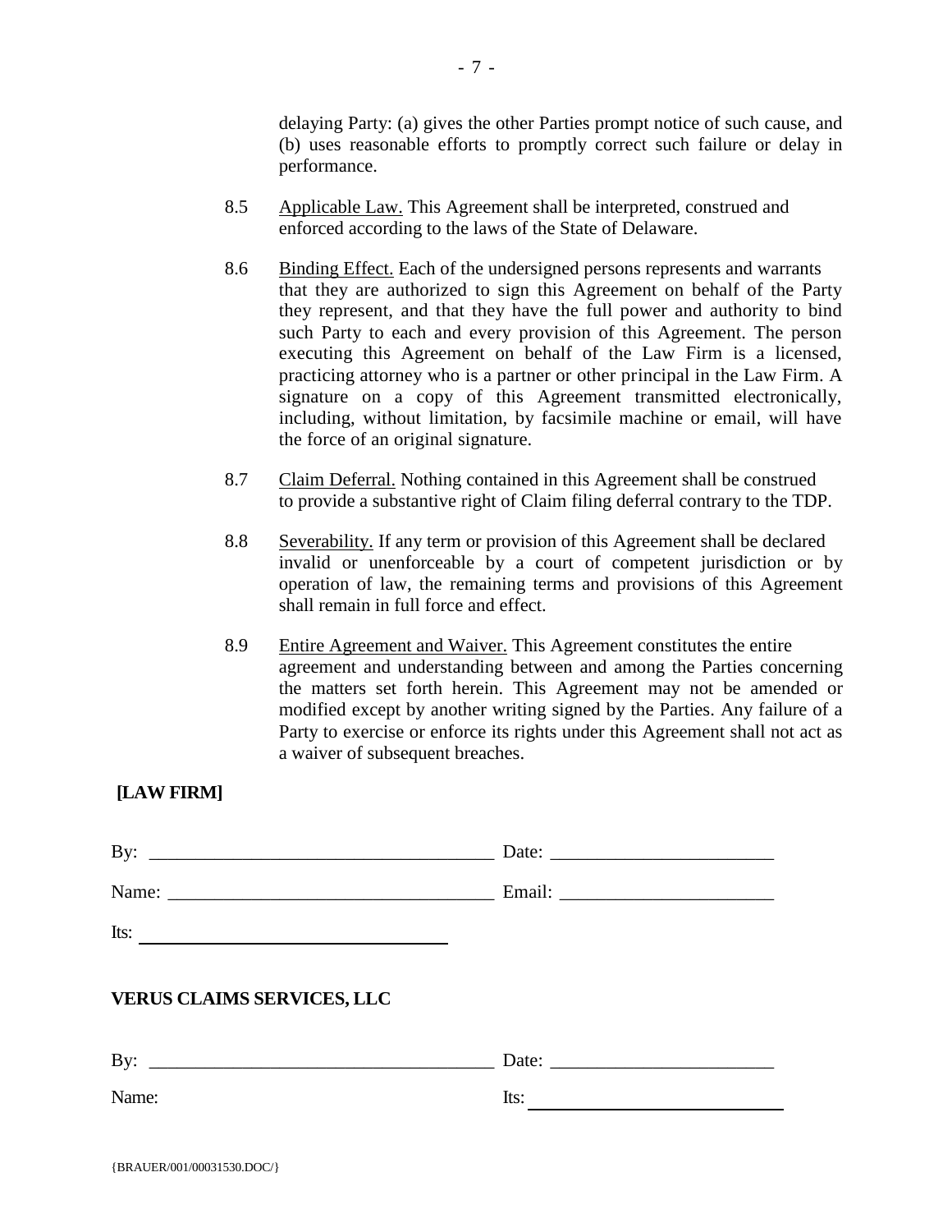delaying Party: (a) gives the other Parties prompt notice of such cause, and (b) uses reasonable efforts to promptly correct such failure or delay in performance.

8.5 Applicable Law. This Agreement shall be interpreted, construed and enforced according to the laws of the State of Delaware.

8.6 Binding Effect. Each of the undersigned persons represents and warrants that they are authorized to sign this Agreement on behalf of the Party they represent, and that they have the full power and authority to bind such Party to each and every provision of this Agreement. The person executing this Agreement on behalf of the Law Firm is a licensed, practicing attorney who is a partner or other principal in the Law Firm. A signature on a copy of this Agreement transmitted electronically, including, without limitation, by facsimile machine or email, will have the force of an original signature.

8.7 Claim Deferral. Nothing contained in this Agreement shall be construed to provide a substantive right of Claim filing deferral contrary to the TDP.

8.8 Severability. If any term or provision of this Agreement shall be declared invalid or unenforceable by a court of competent jurisdiction or by operation of law, the remaining terms and provisions of this Agreement shall remain in full force and effect.

8.9 Entire Agreement and Waiver. This Agreement constitutes the entire agreement and understanding between and among the Parties concerning the matters set forth herein. This Agreement may not be amended or modified except by another writing signed by the Parties. Any failure of a Party to exercise or enforce its rights under this Agreement shall not act as a waiver of subsequent breaches.

**[LAW FIRM]**

By: ___________________________________ Date: _______________________

Name: _________________________________ Email: ______________________

Its: ______________________________

**VERUS CLAIMS SERVICES, LLC**

By: ___________________________________ Date: _______________________

Name: Its: ___________________________

{BRAUER/001/00031530.DOC/}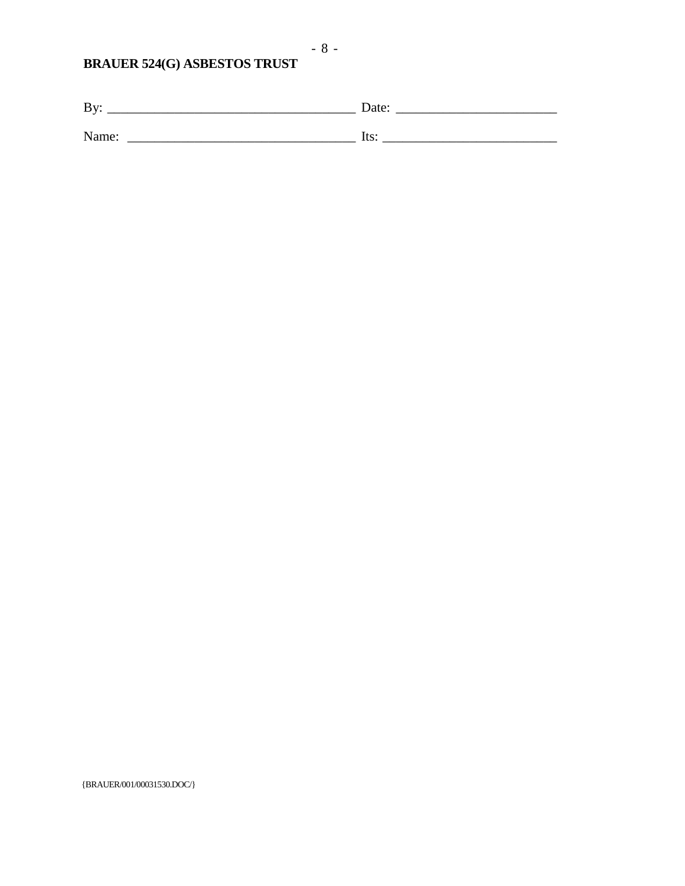**BRAUER 524(G) ASBESTOS TRUST**

By: \_\_\_\_\_\_\_\_\_\_\_\_\_\_\_\_\_\_\_\_\_\_\_\_\_\_\_\_\_\_\_\_\_\_\_\_\_\_ Date: \_\_\_\_\_\_\_\_\_\_\_\_\_\_\_\_\_\_\_\_\_\_\_\_\_

Name: \_\_\_\_\_\_\_\_\_\_\_\_\_\_\_\_\_\_\_\_\_\_\_\_\_\_\_\_\_\_\_\_\_\_\_ Its: \_\_\_\_\_\_\_\_\_\_\_\_\_\_\_\_\_\_\_\_\_\_\_\_\_\_\_

{BRAUER/001/00031530.DOC/}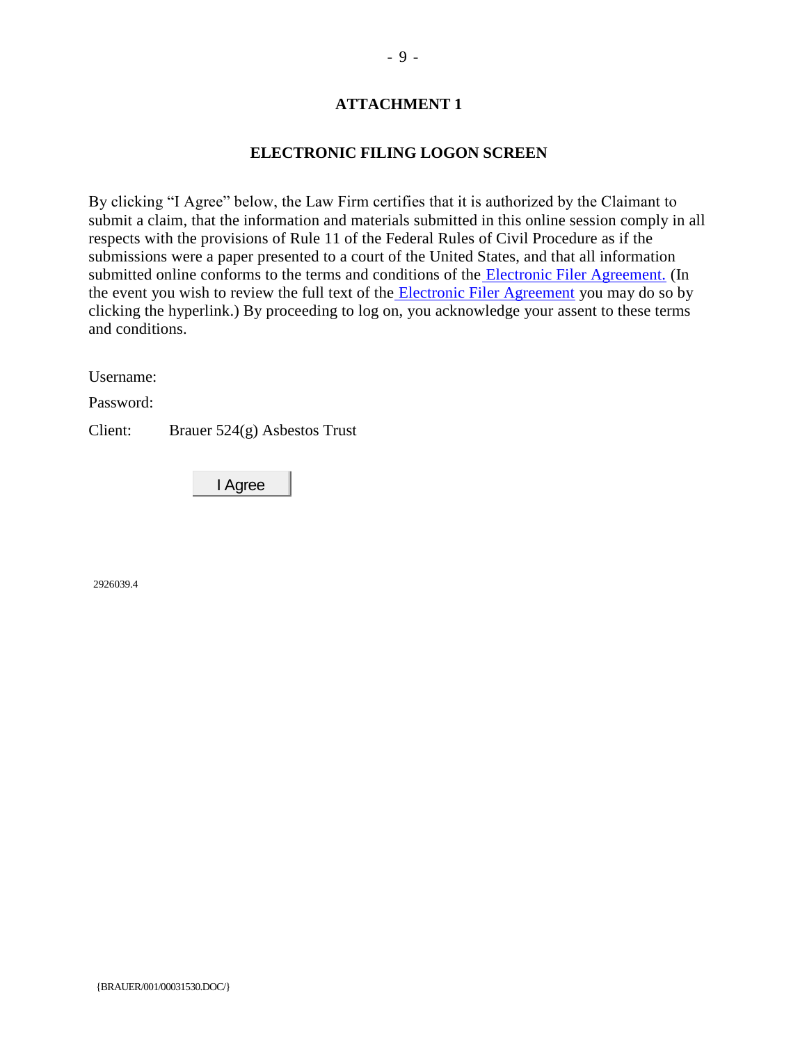# ATTACHMENT 1

## ELECTRONIC FILING LOGON SCREEN

By clicking "I Agree" below, the Law Firm certifies that it is authorized by the Claimant to submit a claim, that the information and materials submitted in this online session comply in all respects with the provisions of Rule 11 of the Federal Rules of Civil Procedure as if the submissions were a paper presented to a court of the United States, and that all information submitted online conforms to the terms and conditions of the Electronic Filer Agreement. (In the event you wish to review the full text of the Electronic Filer Agreement you may do so by clicking the hyperlink.) By proceeding to log on, you acknowledge your assent to these terms and conditions.

Username:

Password:

Client: Brauer 524(g) Asbestos Trust

I Agree

2926039.4

{BRAUER/001/00031530.DOC/}